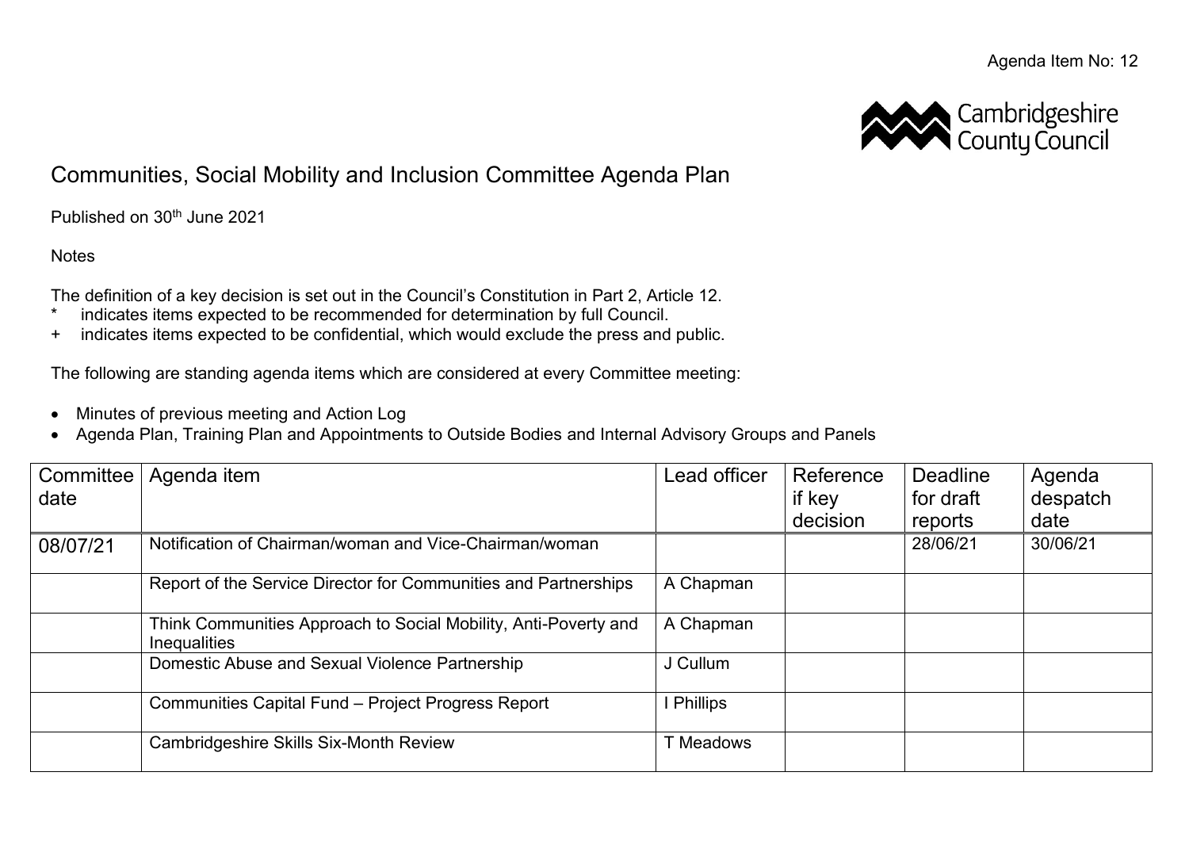Agenda Item No: 12

# Communities, Social Mobility and Inclusion Committee Agenda Plan

Published on 30th June 2021

Notes

The definition of a key decision is set out in the Council's Constitution in Part 2, Article 12.

\* indicates items expected to be recommended for determination by full Council.

\+ indicates items expected to be confidential, which would exclude the press and public.

The following are standing agenda items which are considered at every Committee meeting:

- Minutes of previous meeting and Action Log
- Agenda Plan, Training Plan and Appointments to Outside Bodies and Internal Advisory Groups and Panels

| Committee date | Agenda item | Lead officer | Reference if key decision | Deadline for draft reports | Agenda despatch date |
|---|---|---|---|---|---|
| 08/07/21 | Notification of Chairman/woman and Vice-Chairman/woman | | | 28/06/21 | 30/06/21 |
| | Report of the Service Director for Communities and Partnerships | A Chapman | | | |
| | Think Communities Approach to Social Mobility, Anti-Poverty and Inequalities | A Chapman | | | |
| | Domestic Abuse and Sexual Violence Partnership | J Cullum | | | |
| | Communities Capital Fund – Project Progress Report | I Phillips | | | |
| | Cambridgeshire Skills Six-Month Review | T Meadows | | | |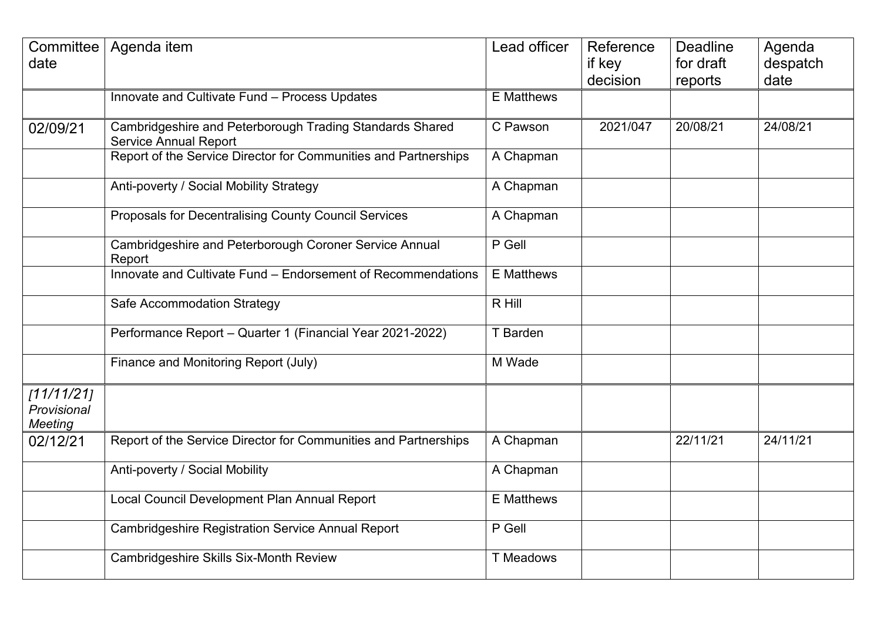| Committee date | Agenda item | Lead officer | Reference if key decision | Deadline for draft reports | Agenda despatch date |
|---|---|---|---|---|---|
| | Innovate and Cultivate Fund – Process Updates | E Matthews | | | |
| 02/09/21 | Cambridgeshire and Peterborough Trading Standards Shared Service Annual Report | C Pawson | 2021/047 | 20/08/21 | 24/08/21 |
| | Report of the Service Director for Communities and Partnerships | A Chapman | | | |
| | Anti-poverty / Social Mobility Strategy | A Chapman | | | |
| | Proposals for Decentralising County Council Services | A Chapman | | | |
| | Cambridgeshire and Peterborough Coroner Service Annual Report | P Gell | | | |
| | Innovate and Cultivate Fund – Endorsement of Recommendations | E Matthews | | | |
| | Safe Accommodation Strategy | R Hill | | | |
| | Performance Report – Quarter 1 (Financial Year 2021-2022) | T Barden | | | |
| | Finance and Monitoring Report (July) | M Wade | | | |
| *[11/11/21] Provisional Meeting* | | | | | |
| 02/12/21 | Report of the Service Director for Communities and Partnerships | A Chapman | | 22/11/21 | 24/11/21 |
| | Anti-poverty / Social Mobility | A Chapman | | | |
| | Local Council Development Plan Annual Report | E Matthews | | | |
| | Cambridgeshire Registration Service Annual Report | P Gell | | | |
| | Cambridgeshire Skills Six-Month Review | T Meadows | | | |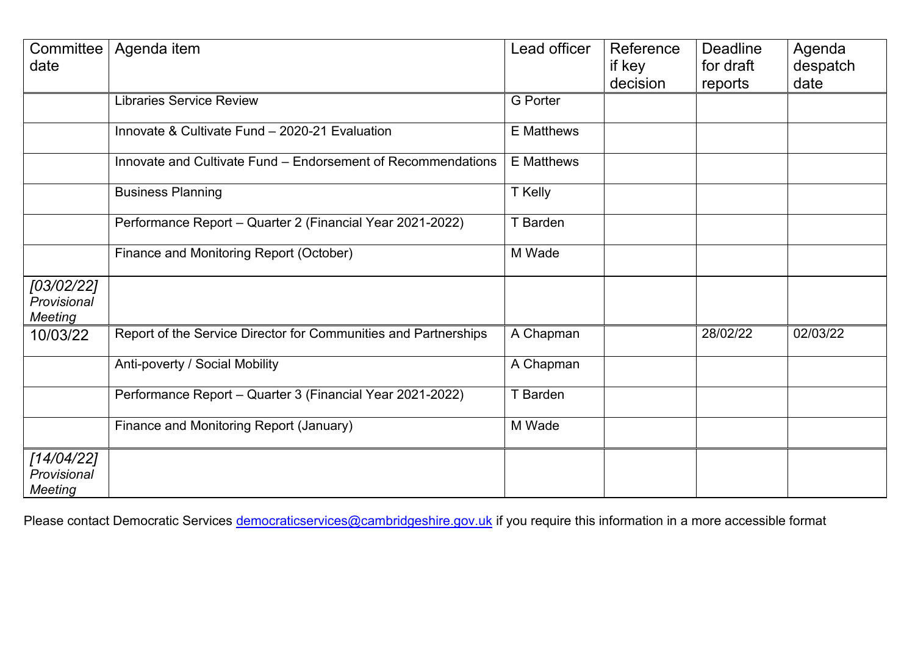| Committee date | Agenda item | Lead officer | Reference if key decision | Deadline for draft reports | Agenda despatch date |
|---|---|---|---|---|---|
| | Libraries Service Review | G Porter | | | |
| | Innovate & Cultivate Fund – 2020-21 Evaluation | E Matthews | | | |
| | Innovate and Cultivate Fund – Endorsement of Recommendations | E Matthews | | | |
| | Business Planning | T Kelly | | | |
| | Performance Report – Quarter 2 (Financial Year 2021-2022) | T Barden | | | |
| | Finance and Monitoring Report (October) | M Wade | | | |
| *[03/02/22] Provisional Meeting* | | | | | |
| 10/03/22 | Report of the Service Director for Communities and Partnerships | A Chapman | | 28/02/22 | 02/03/22 |
| | Anti-poverty / Social Mobility | A Chapman | | | |
| | Performance Report – Quarter 3 (Financial Year 2021-2022) | T Barden | | | |
| | Finance and Monitoring Report (January) | M Wade | | | |
| *[14/04/22] Provisional Meeting* | | | | | |

Please contact Democratic Services democraticservices@cambridgeshire.gov.uk if you require this information in a more accessible format